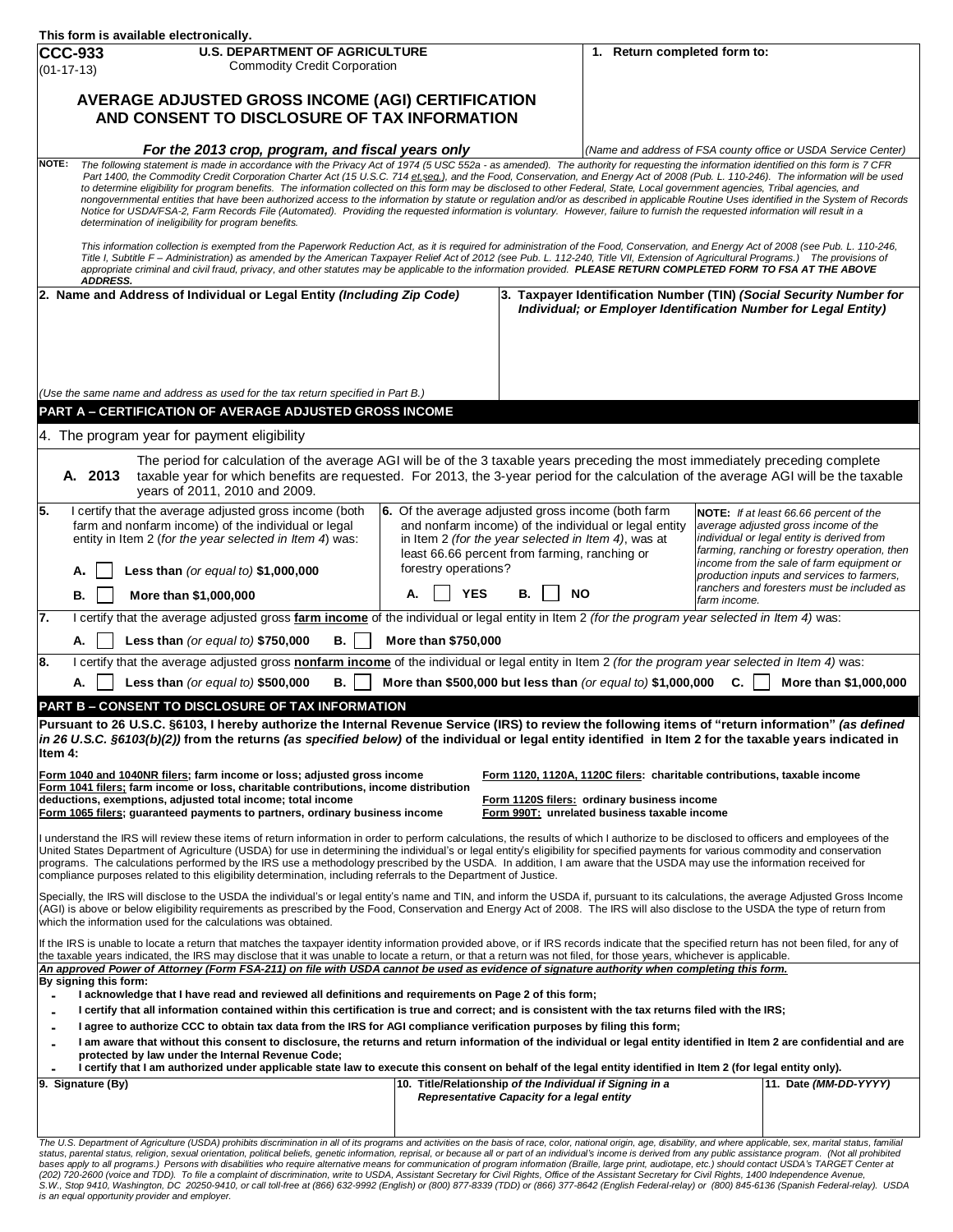This form is available electronically.

**CCC-933**
(01-17-13)

**U.S. DEPARTMENT OF AGRICULTURE**
Commodity Credit Corporation

**1. Return completed form to:**

*(Name and address of FSA county office or USDA Service Center)*

# AVERAGE ADJUSTED GROSS INCOME (AGI) CERTIFICATION AND CONSENT TO DISCLOSURE OF TAX INFORMATION

***For the 2013 crop, program, and fiscal years only***

**NOTE:** *The following statement is made in accordance with the Privacy Act of 1974 (5 USC 552a - as amended). The authority for requesting the information identified on this form is 7 CFR Part 1400, the Commodity Credit Corporation Charter Act (15 U.S.C. 714 et.seq.), and the Food, Conservation, and Energy Act of 2008 (Pub. L. 110-246). The information will be used to determine eligibility for program benefits. The information collected on this form may be disclosed to other Federal, State, Local government agencies, Tribal agencies, and nongovernmental entities that have been authorized access to the information by statute or regulation and/or as described in applicable Routine Uses identified in the System of Records Notice for USDA/FSA-2, Farm Records File (Automated). Providing the requested information is voluntary. However, failure to furnish the requested information will result in a determination of ineligibility for program benefits.*

*This information collection is exempted from the Paperwork Reduction Act, as it is required for administration of the Food, Conservation, and Energy Act of 2008 (see Pub. L. 110-246, Title I, Subtitle F – Administration) as amended by the American Taxpayer Relief Act of 2012 (see Pub. L. 112-240, Title VII, Extension of Agricultural Programs.) The provisions of appropriate criminal and civil fraud, privacy, and other statutes may be applicable to the information provided.* ***PLEASE RETURN COMPLETED FORM TO FSA AT THE ABOVE ADDRESS.***

**2. Name and Address of Individual or Legal Entity *(Including Zip Code)***

*(Use the same name and address as used for the tax return specified in Part B.)*

**3. Taxpayer Identification Number (TIN) *(Social Security Number for Individual; or Employer Identification Number for Legal Entity)***

## PART A – CERTIFICATION OF AVERAGE ADJUSTED GROSS INCOME

4. The program year for payment eligibility

**A. 2013** The period for calculation of the average AGI will be of the 3 taxable years preceding the most immediately preceding complete taxable year for which benefits are requested. For 2013, the 3-year period for the calculation of the average AGI will be the taxable years of 2011, 2010 and 2009.

**5.** I certify that the average adjusted gross income (both farm and nonfarm income) of the individual or legal entity in Item 2 (*for the year selected in Item 4*) was:

- **A.** ☐ **Less than** *(or equal to)* **$1,000,000**
- **B.** ☐ **More than $1,000,000**

**6.** Of the average adjusted gross income (both farm and nonfarm income) of the individual or legal entity in Item 2 *(for the year selected in Item 4)*, was at least 66.66 percent from farming, ranching or forestry operations?

- **A.** ☐ **YES**
- **B.** ☐ **NO**

***NOTE:*** *If at least 66.66 percent of the average adjusted gross income of the individual or legal entity is derived from farming, ranching or forestry operation, then income from the sale of farm equipment or production inputs and services to farmers, ranchers and foresters must be included as farm income.*

**7.** I certify that the average adjusted gross **farm income** of the individual or legal entity in Item 2 *(for the program year selected in Item 4)* was:

- **A.** ☐ **Less than** *(or equal to)* **$750,000**
- **B.** ☐ **More than $750,000**

**8.** I certify that the average adjusted gross **nonfarm income** of the individual or legal entity in Item 2 *(for the program year selected in Item 4)* was:

- **A.** ☐ **Less than** *(or equal to)* **$500,000**
- **B.** ☐ **More than $500,000 but less than** *(or equal to)* **$1,000,000**
- **C.** ☐ **More than $1,000,000**

## PART B – CONSENT TO DISCLOSURE OF TAX INFORMATION

**Pursuant to 26 U.S.C. §6103, I hereby authorize the Internal Revenue Service (IRS) to review the following items of "return information" *(as defined in 26 U.S.C. §6103(b)(2))* from the returns *(as specified below)* of the individual or legal entity identified in Item 2 for the taxable years indicated in Item 4:**

**Form 1040 and 1040NR filers; farm income or loss; adjusted gross income**
**Form 1041 filers; farm income or loss, charitable contributions, income distribution deductions, exemptions, adjusted total income; total income**
**Form 1065 filers; guaranteed payments to partners, ordinary business income**
**Form 1120, 1120A, 1120C filers: charitable contributions, taxable income**
**Form 1120S filers: ordinary business income**
**Form 990T: unrelated business taxable income**

I understand the IRS will review these items of return information in order to perform calculations, the results of which I authorize to be disclosed to officers and employees of the United States Department of Agriculture (USDA) for use in determining the individual's or legal entity's eligibility for specified payments for various commodity and conservation programs. The calculations performed by the IRS use a methodology prescribed by the USDA. In addition, I am aware that the USDA may use the information received for compliance purposes related to this eligibility determination, including referrals to the Department of Justice.

Specially, the IRS will disclose to the USDA the individual's or legal entity's name and TIN, and inform the USDA if, pursuant to its calculations, the average Adjusted Gross Income (AGI) is above or below eligibility requirements as prescribed by the Food, Conservation and Energy Act of 2008. The IRS will also disclose to the USDA the type of return from which the information used for the calculations was obtained.

If the IRS is unable to locate a return that matches the taxpayer identity information provided above, or if IRS records indicate that the specified return has not been filed, for any of the taxable years indicated, the IRS may disclose that it was unable to locate a return, or that a return was not filed, for those years, whichever is applicable.

***An approved Power of Attorney (Form FSA-211) on file with USDA cannot be used as evidence of signature authority when completing this form.***

**By signing this form:**

- **I acknowledge that I have read and reviewed all definitions and requirements on Page 2 of this form;**
- **I certify that all information contained within this certification is true and correct; and is consistent with the tax returns filed with the IRS;**
- **I agree to authorize CCC to obtain tax data from the IRS for AGI compliance verification purposes by filing this form;**
- **I am aware that without this consent to disclosure, the returns and return information of the individual or legal entity identified in Item 2 are confidential and are protected by law under the Internal Revenue Code;**
- **I certify that I am authorized under applicable state law to execute this consent on behalf of the legal entity identified in Item 2 (for legal entity only).**

| 9. Signature (By) | 10. Title/Relationship *of the Individual if Signing in a Representative Capacity for a legal entity* | 11. Date *(MM-DD-YYYY)* |
|---|---|---|
| | | |

*The U.S. Department of Agriculture (USDA) prohibits discrimination in all of its programs and activities on the basis of race, color, national origin, age, disability, and where applicable, sex, marital status, familial status, parental status, religion, sexual orientation, political beliefs, genetic information, reprisal, or because all or part of an individual's income is derived from any public assistance program. (Not all prohibited bases apply to all programs.) Persons with disabilities who require alternative means for communication of program information (Braille, large print, audiotape, etc.) should contact USDA's TARGET Center at (202) 720-2600 (voice and TDD). To file a complaint of discrimination, write to USDA, Assistant Secretary for Civil Rights, Office of the Assistant Secretary for Civil Rights, 1400 Independence Avenue, S.W., Stop 9410, Washington, DC 20250-9410, or call toll-free at (866) 632-9992 (English) or (800) 877-8339 (TDD) or (866) 377-8642 (English Federal-relay) or (800) 845-6136 (Spanish Federal-relay). USDA is an equal opportunity provider and employer.*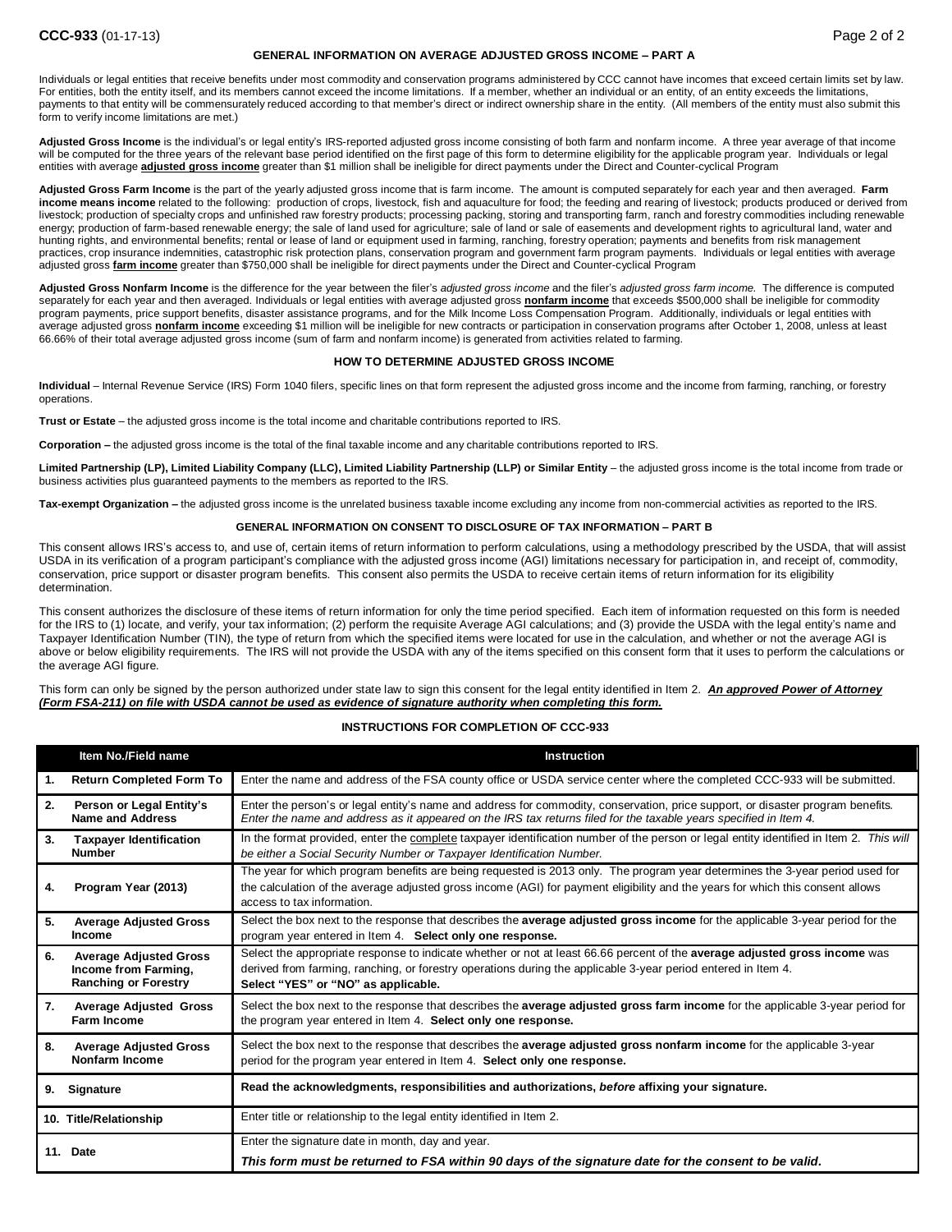## GENERAL INFORMATION ON AVERAGE ADJUSTED GROSS INCOME – PART A

Individuals or legal entities that receive benefits under most commodity and conservation programs administered by CCC cannot have incomes that exceed certain limits set by law. For entities, both the entity itself, and its members cannot exceed the income limitations. If a member, whether an individual or an entity, of an entity exceeds the limitations, payments to that entity will be commensurately reduced according to that member's direct or indirect ownership share in the entity. (All members of the entity must also submit this form to verify income limitations are met.)

**Adjusted Gross Income** is the individual's or legal entity's IRS-reported adjusted gross income consisting of both farm and nonfarm income. A three year average of that income will be computed for the three years of the relevant base period identified on the first page of this form to determine eligibility for the applicable program year. Individuals or legal entities with average **adjusted gross income** greater than $1 million shall be ineligible for direct payments under the Direct and Counter-cyclical Program

**Adjusted Gross Farm Income** is the part of the yearly adjusted gross income that is farm income. The amount is computed separately for each year and then averaged. **Farm income means income** related to the following: production of crops, livestock, fish and aquaculture for food; the feeding and rearing of livestock; products produced or derived from livestock; production of specialty crops and unfinished raw forestry products; processing packing, storing and transporting farm, ranch and forestry commodities including renewable energy; production of farm-based renewable energy; the sale of land used for agriculture; sale of land or sale of easements and development rights to agricultural land, water and hunting rights, and environmental benefits; rental or lease of land or equipment used in farming, ranching, forestry operation; payments and benefits from risk management practices, crop insurance indemnities, catastrophic risk protection plans, conservation program and government farm program payments. Individuals or legal entities with average adjusted gross **farm income** greater than $750,000 shall be ineligible for direct payments under the Direct and Counter-cyclical Program

**Adjusted Gross Nonfarm Income** is the difference for the year between the filer's *adjusted gross income* and the filer's *adjusted gross farm income.* The difference is computed separately for each year and then averaged. Individuals or legal entities with average adjusted gross **nonfarm income** that exceeds $500,000 shall be ineligible for commodity program payments, price support benefits, disaster assistance programs, and for the Milk Income Loss Compensation Program. Additionally, individuals or legal entities with average adjusted gross **nonfarm income** exceeding $1 million will be ineligible for new contracts or participation in conservation programs after October 1, 2008, unless at least 66.66% of their total average adjusted gross income (sum of farm and nonfarm income) is generated from activities related to farming.

## HOW TO DETERMINE ADJUSTED GROSS INCOME

**Individual** – Internal Revenue Service (IRS) Form 1040 filers, specific lines on that form represent the adjusted gross income and the income from farming, ranching, or forestry operations.

**Trust or Estate** – the adjusted gross income is the total income and charitable contributions reported to IRS.

**Corporation –** the adjusted gross income is the total of the final taxable income and any charitable contributions reported to IRS.

**Limited Partnership (LP), Limited Liability Company (LLC), Limited Liability Partnership (LLP) or Similar Entity** – the adjusted gross income is the total income from trade or business activities plus guaranteed payments to the members as reported to the IRS.

**Tax-exempt Organization –** the adjusted gross income is the unrelated business taxable income excluding any income from non-commercial activities as reported to the IRS.

## GENERAL INFORMATION ON CONSENT TO DISCLOSURE OF TAX INFORMATION – PART B

This consent allows IRS's access to, and use of, certain items of return information to perform calculations, using a methodology prescribed by the USDA, that will assist USDA in its verification of a program participant's compliance with the adjusted gross income (AGI) limitations necessary for participation in, and receipt of, commodity, conservation, price support or disaster program benefits. This consent also permits the USDA to receive certain items of return information for its eligibility determination.

This consent authorizes the disclosure of these items of return information for only the time period specified. Each item of information requested on this form is needed for the IRS to (1) locate, and verify, your tax information; (2) perform the requisite Average AGI calculations; and (3) provide the USDA with the legal entity's name and Taxpayer Identification Number (TIN), the type of return from which the specified items were located for use in the calculation, and whether or not the average AGI is above or below eligibility requirements. The IRS will not provide the USDA with any of the items specified on this consent form that it uses to perform the calculations or the average AGI figure.

This form can only be signed by the person authorized under state law to sign this consent for the legal entity identified in Item 2. ***An approved Power of Attorney (Form FSA-211) on file with USDA cannot be used as evidence of signature authority when completing this form.***

## INSTRUCTIONS FOR COMPLETION OF CCC-933

| Item No./Field name | Instruction |
|---|---|
| 1. Return Completed Form To | Enter the name and address of the FSA county office or USDA service center where the completed CCC-933 will be submitted. |
| 2. Person or Legal Entity's Name and Address | Enter the person's or legal entity's name and address for commodity, conservation, price support, or disaster program benefits. *Enter the name and address as it appeared on the IRS tax returns filed for the taxable years specified in Item 4.* |
| 3. Taxpayer Identification Number | In the format provided, enter the complete taxpayer identification number of the person or legal entity identified in Item 2. *This will be either a Social Security Number or Taxpayer Identification Number.* |
| 4. Program Year (2013) | The year for which program benefits are being requested is 2013 only. The program year determines the 3-year period used for the calculation of the average adjusted gross income (AGI) for payment eligibility and the years for which this consent allows access to tax information. |
| 5. Average Adjusted Gross Income | Select the box next to the response that describes the **average adjusted gross income** for the applicable 3-year period for the program year entered in Item 4. **Select only one response.** |
| 6. Average Adjusted Gross Income from Farming, Ranching or Forestry | Select the appropriate response to indicate whether or not at least 66.66 percent of the **average adjusted gross income** was derived from farming, ranching, or forestry operations during the applicable 3-year period entered in Item 4. **Select "YES" or "NO" as applicable.** |
| 7. Average Adjusted Gross Farm Income | Select the box next to the response that describes the **average adjusted gross farm income** for the applicable 3-year period for the program year entered in Item 4. **Select only one response.** |
| 8. Average Adjusted Gross Nonfarm Income | Select the box next to the response that describes the **average adjusted gross nonfarm income** for the applicable 3-year period for the program year entered in Item 4. **Select only one response.** |
| 9. Signature | **Read the acknowledgments, responsibilities and authorizations, *before* affixing your signature.** |
| 10. Title/Relationship | Enter title or relationship to the legal entity identified in Item 2. |
| 11. Date | Enter the signature date in month, day and year. ***This form must be returned to FSA within 90 days of the signature date for the consent to be valid.*** |